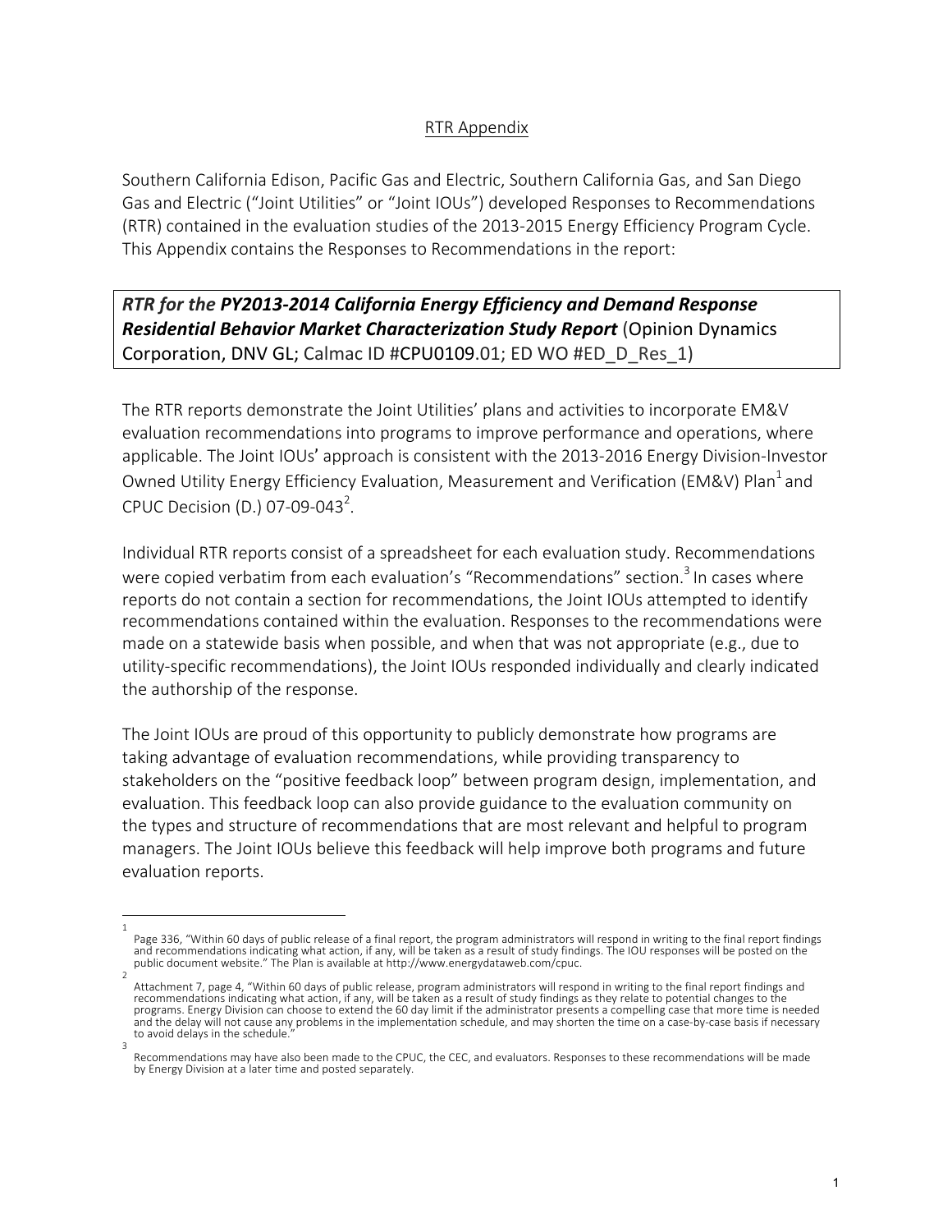# RTR Appendix

Southern California Edison, Pacific Gas and Electric, Southern California Gas, and San Diego Gas and Electric ("Joint Utilities" or "Joint IOUs") developed Responses to Recommendations (RTR) contained in the evaluation studies of the 2013-2015 Energy Efficiency Program Cycle. This Appendix contains the Responses to Recommendations in the report:

***RTR for the PY2013-2014 California Energy Efficiency and Demand Response Residential Behavior Market Characterization Study Report*** (Opinion Dynamics Corporation, DNV GL; Calmac ID #CPU0109.01; ED WO #ED_D_Res_1)

The RTR reports demonstrate the Joint Utilities' plans and activities to incorporate EM&V evaluation recommendations into programs to improve performance and operations, where applicable. The Joint IOUs' approach is consistent with the 2013-2016 Energy Division-Investor Owned Utility Energy Efficiency Evaluation, Measurement and Verification (EM&V) Plan[1] and CPUC Decision (D.) 07-09-043[2].

Individual RTR reports consist of a spreadsheet for each evaluation study. Recommendations were copied verbatim from each evaluation's "Recommendations" section.[3] In cases where reports do not contain a section for recommendations, the Joint IOUs attempted to identify recommendations contained within the evaluation. Responses to the recommendations were made on a statewide basis when possible, and when that was not appropriate (e.g., due to utility-specific recommendations), the Joint IOUs responded individually and clearly indicated the authorship of the response.

The Joint IOUs are proud of this opportunity to publicly demonstrate how programs are taking advantage of evaluation recommendations, while providing transparency to stakeholders on the "positive feedback loop" between program design, implementation, and evaluation. This feedback loop can also provide guidance to the evaluation community on the types and structure of recommendations that are most relevant and helpful to program managers. The Joint IOUs believe this feedback will help improve both programs and future evaluation reports.

---

[1] Page 336, "Within 60 days of public release of a final report, the program administrators will respond in writing to the final report findings and recommendations indicating what action, if any, will be taken as a result of study findings. The IOU responses will be posted on the public document website." The Plan is available at http://www.energydataweb.com/cpuc.

[2] Attachment 7, page 4, "Within 60 days of public release, program administrators will respond in writing to the final report findings and recommendations indicating what action, if any, will be taken as a result of study findings as they relate to potential changes to the programs. Energy Division can choose to extend the 60 day limit if the administrator presents a compelling case that more time is needed and the delay will not cause any problems in the implementation schedule, and may shorten the time on a case-by-case basis if necessary to avoid delays in the schedule."

[3] Recommendations may have also been made to the CPUC, the CEC, and evaluators. Responses to these recommendations will be made by Energy Division at a later time and posted separately.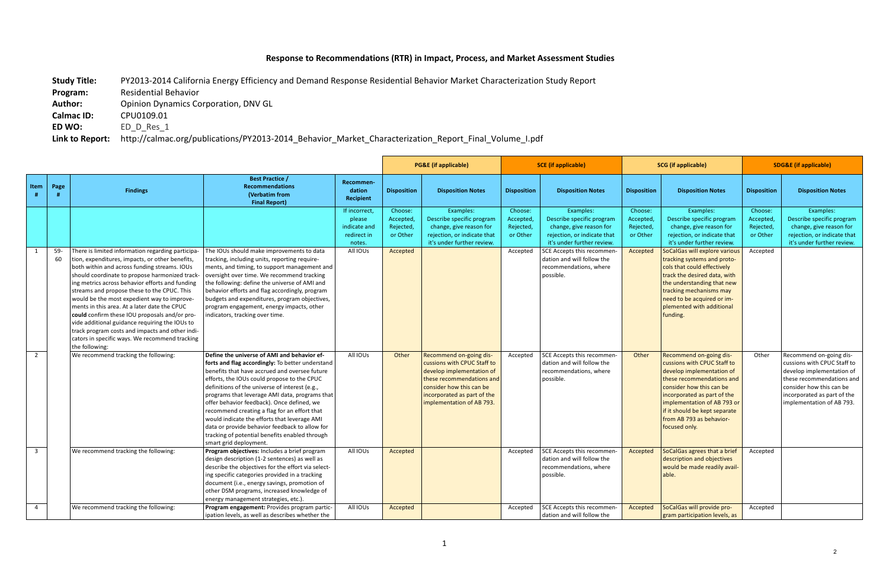## Response to Recommendations (RTR) in Impact, Process, and Market Assessment Studies

**Study Title:** PY2013-2014 California Energy Efficiency and Demand Response Residential Behavior Market Characterization Study Report
**Program:** Residential Behavior
**Author:** Opinion Dynamics Corporation, DNV GL
**Calmac ID:** CPU0109.01
**ED WO:** ED_D_Res_1
**Link to Report:** http://calmac.org/publications/PY2013-2014_Behavior_Market_Characterization_Report_Final_Volume_I.pdf

| | | | | | PG&E (if applicable) | | SCE (if applicable) | | SCG (if applicable) | | SDG&E (if applicable) | |
|---|---|---|---|---|---|---|---|---|---|---|---|---|
| Item # | Page # | Findings | Best Practice / Recommendations (Verbatim from Final Report) | Recommendation Recipient | Disposition | Disposition Notes | Disposition | Disposition Notes | Disposition | Disposition Notes | Disposition | Disposition Notes |
| | | | | If incorrect, please indicate and redirect in notes. | Choose: Accepted, Rejected, or Other | Examples: Describe specific program change, give reason for rejection, or indicate that it's under further review. | Choose: Accepted, Rejected, or Other | Examples: Describe specific program change, give reason for rejection, or indicate that it's under further review. | Choose: Accepted, Rejected, or Other | Examples: Describe specific program change, give reason for rejection, or indicate that it's under further review. | Choose: Accepted, Rejected, or Other | Examples: Describe specific program change, give reason for rejection, or indicate that it's under further review. |
| 1 | 59-60 | There is limited information regarding participation, expenditures, impacts, or other benefits, both within and across funding streams. IOUs should coordinate to propose harmonized tracking metrics across behavior efforts and funding streams and propose these to the CPUC. This would be the most expedient way to improve-ments in this area. At a later date the CPUC **could** confirm these IOU proposals and/or provide additional guidance requiring the IOUs to track program costs and impacts and other indicators in specific ways. We recommend tracking the following: | The IOUs should make improvements to data tracking, including units, reporting requirements, and timing, to support management and oversight over time. We recommend tracking the following: define the universe of AMI and behavior efforts and flag accordingly, program budgets and expenditures, program objectives, program engagement, energy impacts, other indicators, tracking over time. | All IOUs | Accepted | | Accepted | SCE Accepts this recommendation and will follow the recommendations, where possible. | Accepted | SoCalGas will explore various tracking systems and protocols that could effectively track the desired data, with the understanding that new tracking mechanisms may need to be acquired or implemented with additional funding. | Accepted | |
| 2 | | We recommend tracking the following: | **Define the universe of AMI and behavior efforts and flag accordingly:** To better understand benefits that have accrued and oversee future efforts, the IOUs could propose to the CPUC definitions of the universe of interest (e.g., programs that leverage AMI data, programs that offer behavior feedback). Once defined, we recommend creating a flag for an effort that would indicate the efforts that leverage AMI data or provide behavior feedback to allow for tracking of potential benefits enabled through smart grid deployment. | All IOUs | Other | Recommend on-going discussions with CPUC Staff to develop implementation of these recommendations and consider how this can be incorporated as part of the implementation of AB 793. | Accepted | SCE Accepts this recommendation and will follow the recommendations, where possible. | Other | Recommend on-going discussions with CPUC Staff to develop implementation of these recommendations and consider how this can be incorporated as part of the implementation of AB 793 or if it should be kept separate from AB 793 as behavior-focused only. | Other | Recommend on-going discussions with CPUC Staff to develop implementation of these recommendations and consider how this can be incorporated as part of the implementation of AB 793. |
| 3 | | We recommend tracking the following: | **Program objectives:** Includes a brief program design description (1-2 sentences) as well as describe the objectives for the effort via selecting specific categories provided in a tracking document (i.e., energy savings, promotion of other DSM programs, increased knowledge of energy management strategies, etc.). | All IOUs | Accepted | | Accepted | SCE Accepts this recommendation and will follow the recommendations, where possible. | Accepted | SoCalGas agrees that a brief description and objectives would be made readily available. | Accepted | |
| 4 | | We recommend tracking the following: | **Program engagement:** Provides program participation levels, as well as describes whether the | All IOUs | Accepted | | Accepted | SCE Accepts this recommendation and will follow the | Accepted | SoCalGas will provide program participation levels, as | Accepted | |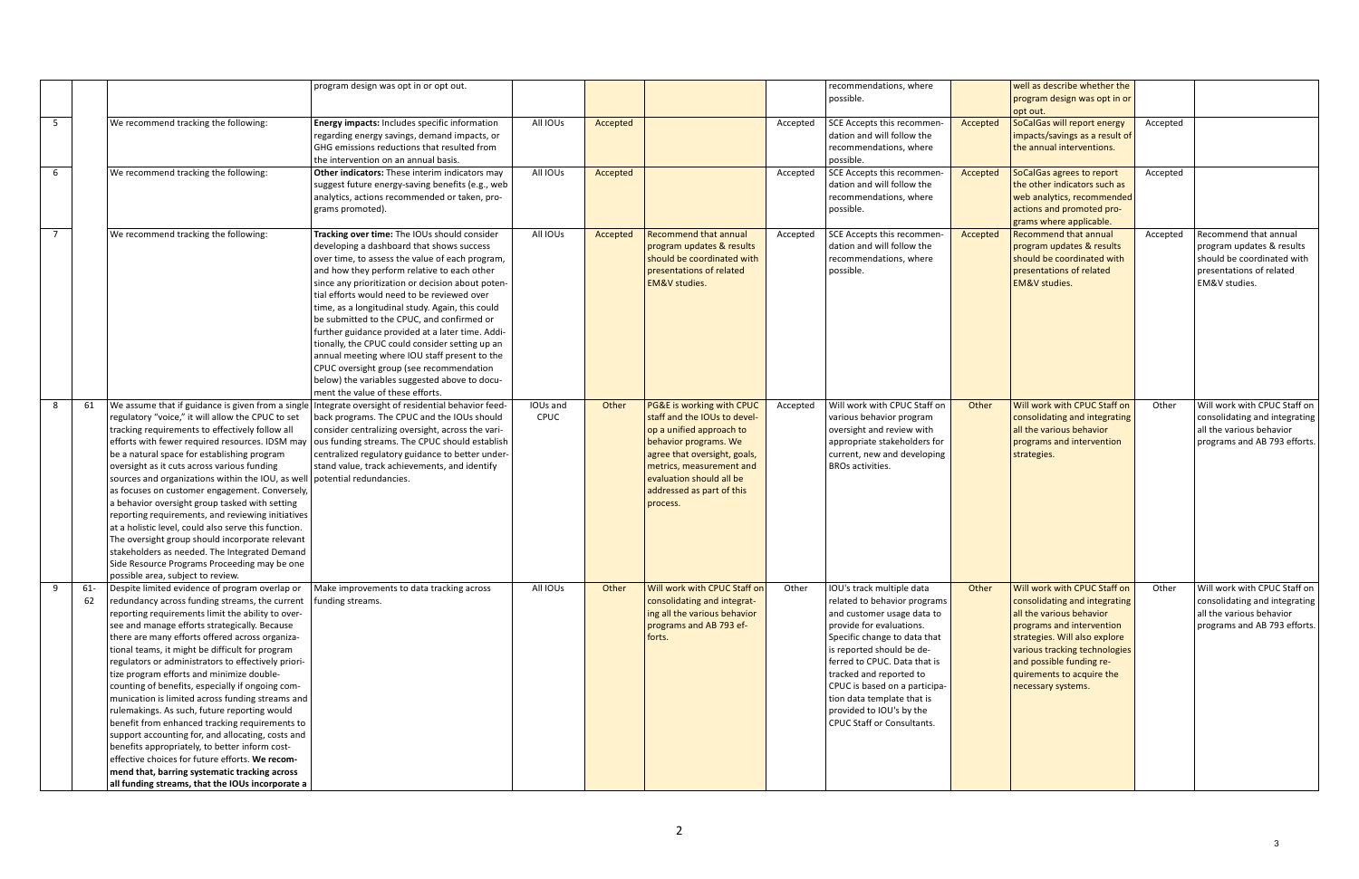| | | | program design was opt in or opt out. | | | | | recommendations, where possible. | | well as describe whether the program design was opt in or opt out. | | |
|---|---|---|---|---|---|---|---|---|---|---|---|---|
| 5 | | We recommend tracking the following: | **Energy impacts:** Includes specific information regarding energy savings, demand impacts, or GHG emissions reductions that resulted from the intervention on an annual basis. | All IOUs | Accepted | | Accepted | SCE Accepts this recommendation and will follow the recommendations, where possible. | Accepted | SoCalGas will report energy impacts/savings as a result of the annual interventions. | Accepted | |
| 6 | | We recommend tracking the following: | **Other indicators:** These interim indicators may suggest future energy-saving benefits (e.g., web analytics, actions recommended or taken, programs promoted). | All IOUs | Accepted | | Accepted | SCE Accepts this recommendation and will follow the recommendations, where possible. | Accepted | SoCalGas agrees to report the other indicators such as web analytics, recommended actions and promoted programs where applicable. | Accepted | |
| 7 | | We recommend tracking the following: | **Tracking over time:** The IOUs should consider developing a dashboard that shows success over time, to assess the value of each program, and how they perform relative to each other since any prioritization or decision about potential efforts would need to be reviewed over time, as a longitudinal study. Again, this could be submitted to the CPUC, and confirmed or further guidance provided at a later time. Additionally, the CPUC could consider setting up an annual meeting where IOU staff present to the CPUC oversight group (see recommendation below) the variables suggested above to document the value of these efforts. | All IOUs | Accepted | Recommend that annual program updates & results should be coordinated with presentations of related EM&V studies. | Accepted | SCE Accepts this recommendation and will follow the recommendations, where possible. | Accepted | Recommend that annual program updates & results should be coordinated with presentations of related EM&V studies. | Accepted | Recommend that annual program updates & results should be coordinated with presentations of related EM&V studies. |
| 8 | 61 | We assume that if guidance is given from a single regulatory "voice," it will allow the CPUC to set tracking requirements to effectively follow all efforts with fewer required resources. IDSM may be a natural space for establishing program oversight as it cuts across various funding sources and organizations within the IOU, as well as focuses on customer engagement. Conversely, a behavior oversight group tasked with setting reporting requirements, and reviewing initiatives at a holistic level, could also serve this function. The oversight group should incorporate relevant stakeholders as needed. The Integrated Demand Side Resource Programs Proceeding may be one possible area, subject to review. | Integrate oversight of residential behavior feedback programs. The CPUC and the IOUs should consider centralizing oversight, across the various funding streams. The CPUC should establish centralized regulatory guidance to better understand value, track achievements, and identify potential redundancies. | IOUs and CPUC | Other | PG&E is working with CPUC staff and the IOUs to develop a unified approach to behavior programs. We agree that oversight, goals, metrics, measurement and evaluation should all be addressed as part of this process. | Accepted | Will work with CPUC Staff on various behavior program oversight and review with appropriate stakeholders for current, new and developing BROs activities. | Other | Will work with CPUC Staff on consolidating and integrating all the various behavior programs and intervention strategies. | Other | Will work with CPUC Staff on consolidating and integrating all the various behavior programs and AB 793 efforts. |
| 9 | 61-62 | Despite limited evidence of program overlap or redundancy across funding streams, the current reporting requirements limit the ability to oversee and manage efforts strategically. Because there are many efforts offered across organizational teams, it might be difficult for program regulators or administrators to effectively prioritize program efforts and minimize double-counting of benefits, especially if ongoing communication is limited across funding streams and rulemakings. As such, future reporting would benefit from enhanced tracking requirements to support accounting for, and allocating, costs and benefits appropriately, to better inform cost-effective choices for future efforts. **We recommend that, barring systematic tracking across all funding streams, that the IOUs incorporate a** | Make improvements to data tracking across funding streams. | All IOUs | Other | Will work with CPUC Staff on consolidating and integrating all the various behavior programs and AB 793 efforts. | Other | IOU's track multiple data related to behavior programs and customer usage data to provide for evaluations. Specific change to data that is reported should be deferred to CPUC. Data that is tracked and reported to CPUC is based on a participation data template that is provided to IOU's by the CPUC Staff or Consultants. | Other | Will work with CPUC Staff on consolidating and integrating all the various behavior programs and intervention strategies. Will also explore various tracking technologies and possible funding requirements to acquire the necessary systems. | Other | Will work with CPUC Staff on consolidating and integrating all the various behavior programs and AB 793 efforts. |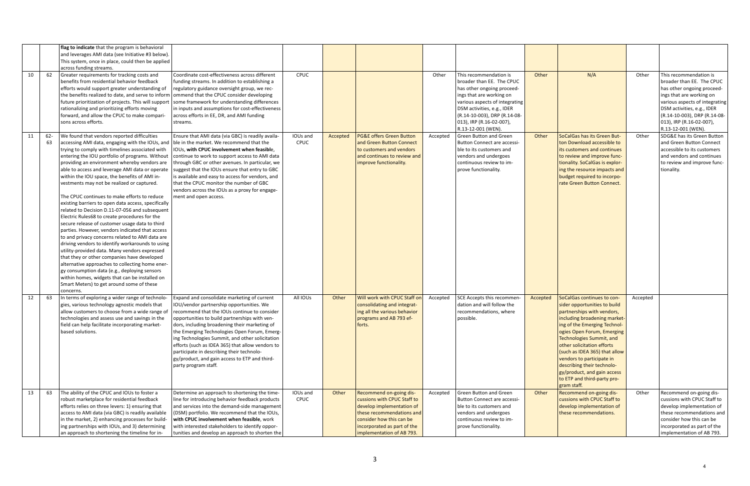| | | | | | | | | | | | |
|---|---|---|---|---|---|---|---|---|---|---|---|
| | | **flag to indicate** that the program is behavioral and leverages AMI data (see Initiative #3 below). This system, once in place, could then be applied across funding streams. | | | | | | | | | |
| 10 | 62 | Greater requirements for tracking costs and benefits from residential behavior feedback efforts would support greater understanding of the benefits realized to date, and serve to inform future prioritization of projects. This will support rationalizing and prioritizing efforts moving forward, and allow the CPUC to make comparisons across efforts. | Coordinate cost-effectiveness across different funding streams. In addition to establishing a regulatory guidance oversight group, we recommend that the CPUC consider developing some framework for understanding differences in inputs and assumptions for cost-effectiveness across efforts in EE, DR, and AMI funding streams. | CPUC | | | Other | This recommendation is broader than EE. The CPUC has other ongoing proceedings that are working on various aspects of integrating DSM activities, e.g., IDER (R.14-10-003), DRP (R.14-08-013), IRP (R.16-02-007), R.13-12-001 (WEN). | Other | N/A | Other | This recommendation is broader than EE. The CPUC has other ongoing proceedings that are working on various aspects of integrating DSM activities, e.g., IDER (R.14-10-003), DRP (R.14-08-013), IRP (R.16-02-007), R.13-12-001 (WEN). |
| 11 | 62-63 | We found that vendors reported difficulties accessing AMI data, engaging with the IOUs, and trying to comply with timelines associated with entering the IOU portfolio of programs. Without providing an environment whereby vendors are able to access and leverage AMI data or operate within the IOU space, the benefits of AMI investments may not be realized or captured.<br><br>The CPUC continues to make efforts to reduce existing barriers to open data access, specifically related to Decision D.11-07-056 and subsequent Electric Rules68 to create procedures for the secure release of customer usage data to third parties. However, vendors indicated that access to and privacy concerns related to AMI data are driving vendors to identify workarounds to using utility-provided data. Many vendors expressed that they or other companies have developed alternative approaches to collecting home energy consumption data (e.g., deploying sensors within homes, widgets that can be installed on Smart Meters) to get around some of these concerns. | Ensure that AMI data (via GBC) is readily available in the market. We recommend that the IOUs, **with CPUC involvement when feasibl**e, continue to work to support access to AMI data through GBC or other avenues. In particular, we suggest that the IOUs ensure that entry to GBC is available and easy to access for vendors, and that the CPUC monitor the number of GBC vendors across the IOUs as a proxy for engagement and open access. | IOUs and CPUC | Accepted | PG&E offers Green Button and Green Button Connect to customers and vendors and continues to review and improve functionality. | Accepted | Green Button and Green Button Connect are accessible to its customers and vendors and undergoes continuous review to improve functionality. | Other | SoCalGas has its Green Button Download accessible to its customers and continues to review and improve functionality. SoCalGas is exploring the resource impacts and budget required to incorporate Green Button Connect. | Other | SDG&E has its Green Button and Green Button Connect accessible to its customers and vendors and continues to review and improve functionality. |
| 12 | 63 | In terms of exploring a wider range of technologies, various technology agnostic models that allow customers to choose from a wide range of technologies and assess use and savings in the field can help facilitate incorporating market-based solutions. | Expand and consolidate marketing of current IOU/vendor partnership opportunities. We recommend that the IOUs continue to consider opportunities to build partnerships with vendors, including broadening their marketing of the Emerging Technologies Open Forum, Emerging Technologies Summit, and other solicitation efforts (such as IDEA 365) that allow vendors to participate in describing their technology/product, and gain access to ETP and third-party program staff. | All IOUs | Other | Will work with CPUC Staff on consolidating and integrating all the various behavior programs and AB 793 efforts. | Accepted | SCE Accepts this recommendation and will follow the recommendations, where possible. | Accepted | SoCalGas continues to consider opportunities to build partnerships with vendors, including broadening marketing of the Emerging Technologies Open Forum, Emerging Technologies Summit, and other solicitation efforts (such as IDEA 365) that allow vendors to participate in describing their technology/product, and gain access to ETP and third-party program staff. | Accepted | |
| 13 | 63 | The ability of the CPUC and IOUs to foster a robust marketplace for residential feedback efforts relies on three levers: 1) ensuring that access to AMI data (via GBC) is readily available in the market, 2) enhancing processes for building partnerships with IOUs, and 3) determining an approach to shortening the timeline for in- | Determine an approach to shortening the timeline for introducing behavior feedback products and services into the demand-side management (DSM) portfolio. We recommend that the IOUs, **with CPUC involvement when feasible**, work with interested stakeholders to identify opportunities and develop an approach to shorten the | IOUs and CPUC | Other | Recommend on-going discussions with CPUC Staff to develop implementation of these recommendations and consider how this can be incorporated as part of the implementation of AB 793. | Accepted | Green Button and Green Button Connect are accessible to its customers and vendors and undergoes continuous review to improve functionality. | Other | Recommend on-going discussions with CPUC Staff to develop implementation of these recommendations. | Other | Recommend on-going discussions with CPUC Staff to develop implementation of these recommendations and consider how this can be incorporated as part of the implementation of AB 793. |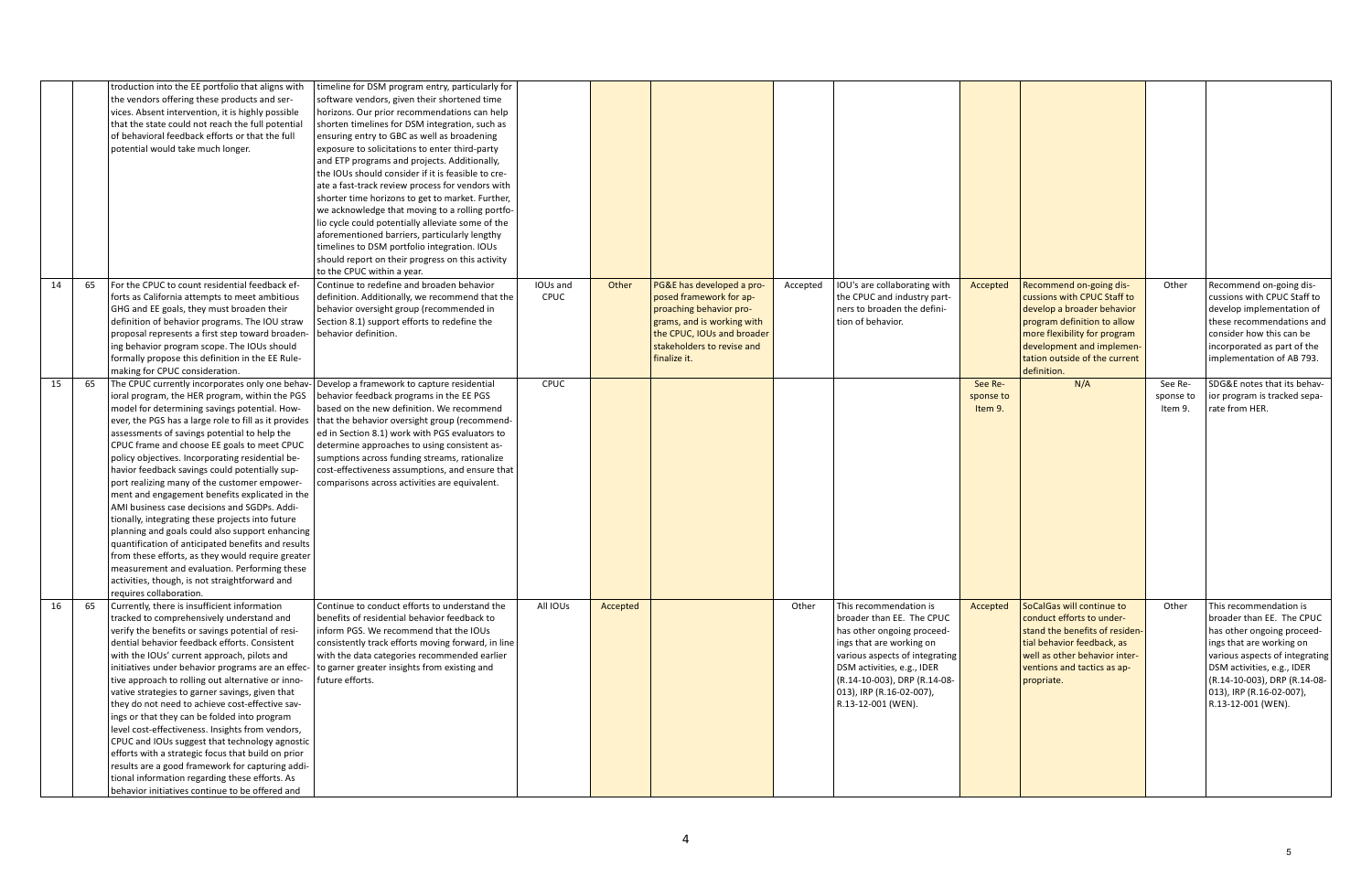| | | | | | | | | | | | | | |
|---|---|---|---|---|---|---|---|---|---|---|---|---|---|
| | | troduction into the EE portfolio that aligns with the vendors offering these products and services. Absent intervention, it is highly possible that the state could not reach the full potential of behavioral feedback efforts or that the full potential would take much longer. | timeline for DSM program entry, particularly for software vendors, given their shortened time horizons. Our prior recommendations can help shorten timelines for DSM integration, such as ensuring entry to GBC as well as broadening exposure to solicitations to enter third-party and ETP programs and projects. Additionally, the IOUs should consider if it is feasible to create a fast-track review process for vendors with shorter time horizons to get to market. Further, we acknowledge that moving to a rolling portfolio cycle could potentially alleviate some of the aforementioned barriers, particularly lengthy timelines to DSM portfolio integration. IOUs should report on their progress on this activity to the CPUC within a year. | | | | | | | | | |
| 14 | 65 | For the CPUC to count residential feedback efforts as California attempts to meet ambitious GHG and EE goals, they must broaden their definition of behavior programs. The IOU straw proposal represents a first step toward broadening behavior program scope. The IOUs should formally propose this definition in the EE Rule-making for CPUC consideration. | Continue to redefine and broaden behavior definition. Additionally, we recommend that the behavior oversight group (recommended in Section 8.1) support efforts to redefine the behavior definition. | IOUs and CPUC | Other | PG&E has developed a proposed framework for approaching behavior programs, and is working with the CPUC, IOUs and broader stakeholders to revise and finalize it. | Accepted | IOU's are collaborating with the CPUC and industry partners to broaden the definition of behavior. | Accepted | Recommend on-going discussions with CPUC Staff to develop a broader behavior program definition to allow more flexibility for program development and implementation outside of the current definition. | Other | Recommend on-going discussions with CPUC Staff to develop implementation of these recommendations and consider how this can be incorporated as part of the implementation of AB 793. |
| 15 | 65 | The CPUC currently incorporates only one behavioral program, the HER program, within the PGS model for determining savings potential. However, the PGS has a large role to fill as it provides assessments of savings potential to help the CPUC frame and choose EE goals to meet CPUC policy objectives. Incorporating residential behavior feedback savings could potentially support realizing many of the customer empowerment and engagement benefits explicated in the AMI business case decisions and SGDPs. Additionally, integrating these projects into future planning and goals could also support enhancing quantification of anticipated benefits and results from these efforts, as they would require greater measurement and evaluation. Performing these activities, though, is not straightforward and requires collaboration. | Develop a framework to capture residential behavior feedback programs in the EE PGS based on the new definition. We recommend that the behavior oversight group (recommended in Section 8.1) work with PGS evaluators to determine approaches to using consistent assumptions across funding streams, rationalize cost-effectiveness assumptions, and ensure that comparisons across activities are equivalent. | CPUC | | | | | See Response to Item 9. | N/A | See Response to Item 9. | SDG&E notes that its behavior program is tracked separate from HER. |
| 16 | 65 | Currently, there is insufficient information tracked to comprehensively understand and verify the benefits or savings potential of residential behavior feedback efforts. Consistent with the IOUs' current approach, pilots and initiatives under behavior programs are an effective approach to rolling out alternative or innovative strategies to garner savings, given that they do not need to achieve cost-effective savings or that they can be folded into program level cost-effectiveness. Insights from vendors, CPUC and IOUs suggest that technology agnostic efforts with a strategic focus that build on prior results are a good framework for capturing additional information regarding these efforts. As behavior initiatives continue to be offered and | Continue to conduct efforts to understand the benefits of residential behavior feedback to inform PGS. We recommend that the IOUs consistently track efforts moving forward, in line with the data categories recommended earlier to garner greater insights from existing and future efforts. | All IOUs | Accepted | | Other | This recommendation is broader than EE. The CPUC has other ongoing proceedings that are working on various aspects of integrating DSM activities, e.g., IDER (R.14-10-003), DRP (R.14-08-013), IRP (R.16-02-007), R.13-12-001 (WEN). | Accepted | SoCalGas will continue to conduct efforts to understand the benefits of residential behavior feedback, as well as other behavior interventions and tactics as appropriate. | Other | This recommendation is broader than EE. The CPUC has other ongoing proceedings that are working on various aspects of integrating DSM activities, e.g., IDER (R.14-10-003), DRP (R.14-08-013), IRP (R.16-02-007), R.13-12-001 (WEN). |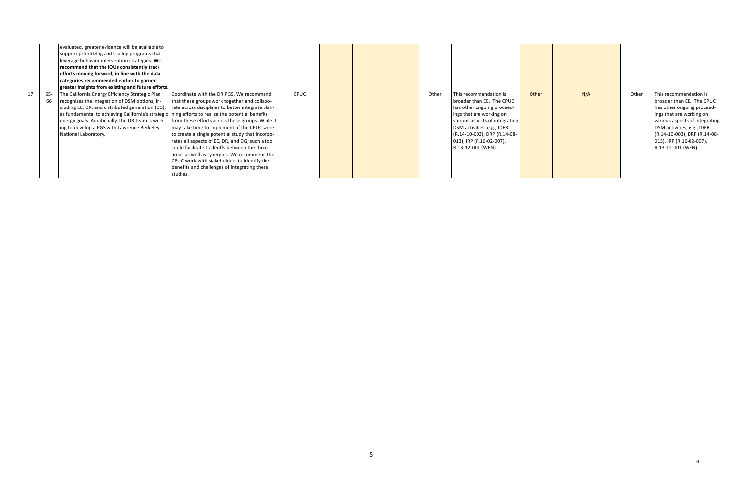| | | | | | | | | | | | | |
|---|---|---|---|---|---|---|---|---|---|---|---|---|
| | | evaluated, greater evidence will be available to support prioritizing and scaling programs that leverage behavior intervention strategies. **We recommend that the IOUs consistently track efforts moving forward, in line with the data categories recommended earlier to garner greater insights from existing and future efforts.** | | | | | | | | | | |
| 17 | 65-66 | The California Energy Efficiency Strategic Plan recognizes the integration of DSM options, including EE, DR, and distributed generation (DG), as fundamental to achieving California's strategic energy goals. Additionally, the DR team is working to develop a PGS with Lawrence Berkeley National Laboratory. | Coordinate with the DR PGS. We recommend that these groups work together and collaborate across disciplines to better integrate planning efforts to realize the potential benefits from these efforts across these groups. While it may take time to implement, if the CPUC were to create a single potential study that incorporates all aspects of EE, DR, and DG, such a tool could facilitate tradeoffs between the three areas as well as synergies. We recommend the CPUC work with stakeholders to identify the benefits and challenges of integrating these studies. | CPUC | | | Other | This recommendation is broader than EE. The CPUC has other ongoing proceedings that are working on various aspects of integrating DSM activities, e.g., IDER (R.14-10-003), DRP (R.14-08-013), IRP (R.16-02-007), R.13-12-001 (WEN). | Other | N/A | Other | This recommendation is broader than EE. The CPUC has other ongoing proceedings that are working on various aspects of integrating DSM activities, e.g., IDER (R.14-10-003), DRP (R.14-08-013), IRP (R.16-02-007), R.13-12-001 (WEN). |